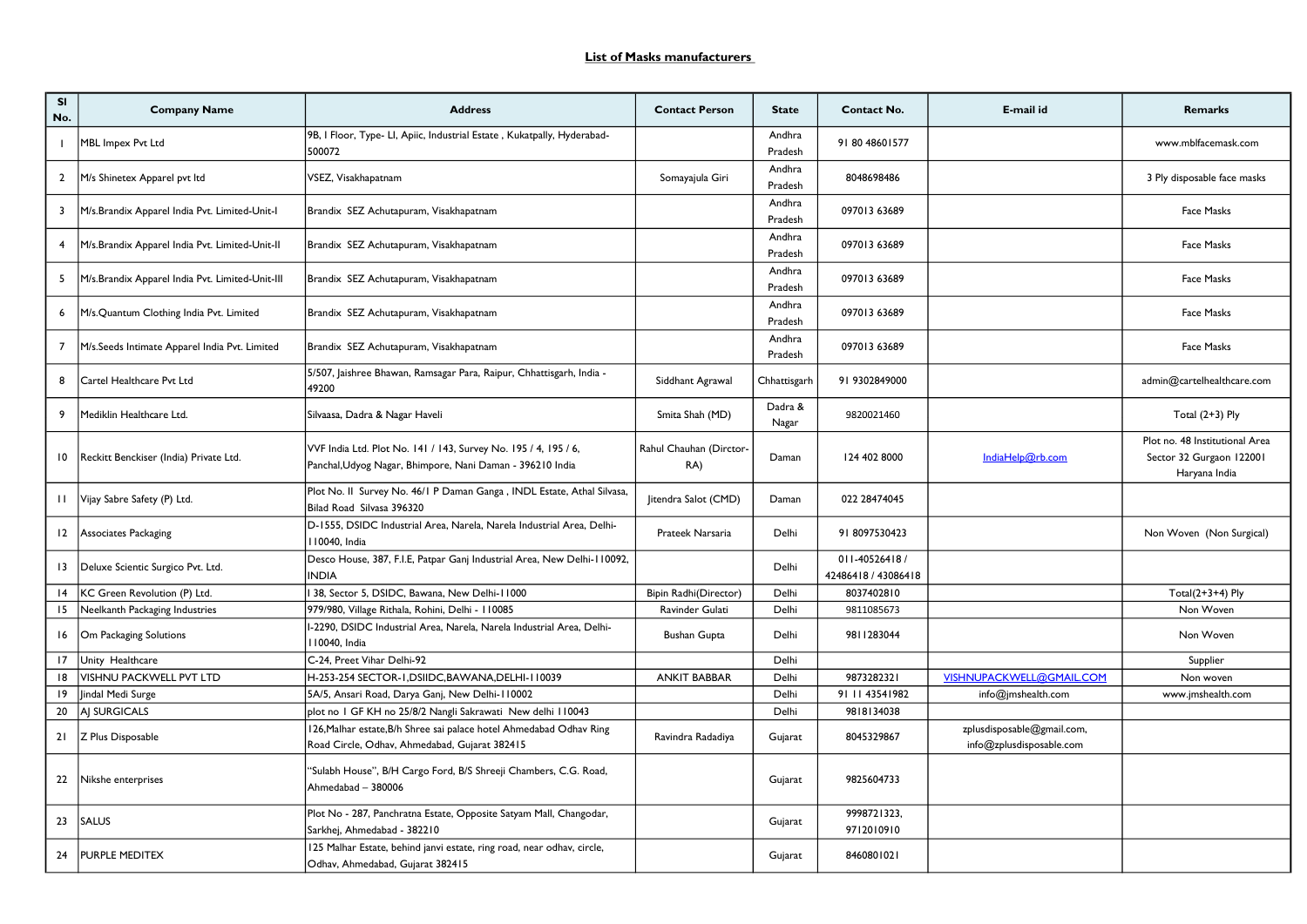## List of Masks manufacturers

| Sl No. | Company Name | Address | Contact Person | State | Contact No. | E-mail id | Remarks |
|---|---|---|---|---|---|---|---|
| 1 | MBL Impex Pvt Ltd | 9B, I Floor, Type- LI, Apiic, Industrial Estate , Kukatpally, Hyderabad-500072 | | Andhra Pradesh | 91 80 48601577 | | www.mblfacemask.com |
| 2 | M/s Shinetex Apparel pvt ltd | VSEZ, Visakhapatnam | Somayajula Giri | Andhra Pradesh | 8048698486 | | 3 Ply disposable face masks |
| 3 | M/s.Brandix Apparel India Pvt. Limited-Unit-I | Brandix SEZ Achutapuram, Visakhapatnam | | Andhra Pradesh | 097013 63689 | | Face Masks |
| 4 | M/s.Brandix Apparel India Pvt. Limited-Unit-II | Brandix SEZ Achutapuram, Visakhapatnam | | Andhra Pradesh | 097013 63689 | | Face Masks |
| 5 | M/s.Brandix Apparel India Pvt. Limited-Unit-III | Brandix SEZ Achutapuram, Visakhapatnam | | Andhra Pradesh | 097013 63689 | | Face Masks |
| 6 | M/s.Quantum Clothing India Pvt. Limited | Brandix SEZ Achutapuram, Visakhapatnam | | Andhra Pradesh | 097013 63689 | | Face Masks |
| 7 | M/s.Seeds Intimate Apparel India Pvt. Limited | Brandix SEZ Achutapuram, Visakhapatnam | | Andhra Pradesh | 097013 63689 | | Face Masks |
| 8 | Cartel Healthcare Pvt Ltd | 5/507, Jaishree Bhawan, Ramsagar Para, Raipur, Chhattisgarh, India - 49200 | Siddhant Agrawal | Chhattisgarh | 91 9302849000 | | admin@cartelhealthcare.com |
| 9 | Mediklin Healthcare Ltd. | Silvaasa, Dadra & Nagar Haveli | Smita Shah (MD) | Dadra & Nagar | 9820021460 | | Total (2+3) Ply |
| 10 | Reckitt Benckiser (India) Private Ltd. | VVF India Ltd. Plot No. 141 / 143, Survey No. 195 / 4, 195 / 6, Panchal,Udyog Nagar, Bhimpore, Nani Daman - 396210 India | Rahul Chauhan (Dirctor-RA) | Daman | 124 402 8000 | IndiaHelp@rb.com | Plot no. 48 Institutional Area Sector 32 Gurgaon 122001 Haryana India |
| 11 | Vijay Sabre Safety (P) Ltd. | Plot No. II Survey No. 46/1 P Daman Ganga , INDL Estate, Athal Silvasa, Bilad Road Silvasa 396320 | Jitendra Salot (CMD) | Daman | 022 28474045 | | |
| 12 | Associates Packaging | D-1555, DSIDC Industrial Area, Narela, Narela Industrial Area, Delhi-110040, India | Prateek Narsaria | Delhi | 91 8097530423 | | Non Woven (Non Surgical) |
| 13 | Deluxe Scientic Surgico Pvt. Ltd. | Desco House, 387, F.I.E, Patpar Ganj Industrial Area, New Delhi-110092, INDIA | | Delhi | 011-40526418 / 42486418 / 43086418 | | |
| 14 | KC Green Revolution (P) Ltd. | 1 38, Sector 5, DSIDC, Bawana, New Delhi-11000 | Bipin Radhi(Director) | Delhi | 8037402810 | | Total(2+3+4) Ply |
| 15 | Neelkanth Packaging Industries | 979/980, Village Rithala, Rohini, Delhi - 110085 | Ravinder Gulati | Delhi | 9811085673 | | Non Woven |
| 16 | Om Packaging Solutions | I-2290, DSIDC Industrial Area, Narela, Narela Industrial Area, Delhi-110040, India | Bushan Gupta | Delhi | 9811283044 | | Non Woven |
| 17 | Unity Healthcare | C-24, Preet Vihar Delhi-92 | | Delhi | | | Supplier |
| 18 | VISHNU PACKWELL PVT LTD | H-253-254 SECTOR-1,DSIIDC,BAWANA,DELHI-110039 | ANKIT BABBAR | Delhi | 9873282321 | VISHNUPACKWELL@GMAIL.COM | Non woven |
| 19 | Jindal Medi Surge | 5A/5, Ansari Road, Darya Ganj, New Delhi-110002 | | Delhi | 91 11 43541982 | info@jmshealth.com | www.jmshealth.com |
| 20 | AJ SURGICALS | plot no 1 GF KH no 25/8/2 Nangli Sakrawati New delhi 110043 | | Delhi | 9818134038 | | |
| 21 | Z Plus Disposable | 126,Malhar estate,B/h Shree sai palace hotel Ahmedabad Odhav Ring Road Circle, Odhav, Ahmedabad, Gujarat 382415 | Ravindra Radadiya | Gujarat | 8045329867 | zplusdisposable@gmail.com, info@zplusdisposable.com | |
| 22 | Nikshe enterprises | "Sulabh House", B/H Cargo Ford, B/S Shreeji Chambers, C.G. Road, Ahmedabad – 380006 | | Gujarat | 9825604733 | | |
| 23 | SALUS | Plot No - 287, Panchratna Estate, Opposite Satyam Mall, Changodar, Sarkhej, Ahmedabad - 382210 | | Gujarat | 9998721323, 9712010910 | | |
| 24 | PURPLE MEDITEX | 125 Malhar Estate, behind janvi estate, ring road, near odhav, circle, Odhav, Ahmedabad, Gujarat 382415 | | Gujarat | 8460801021 | | |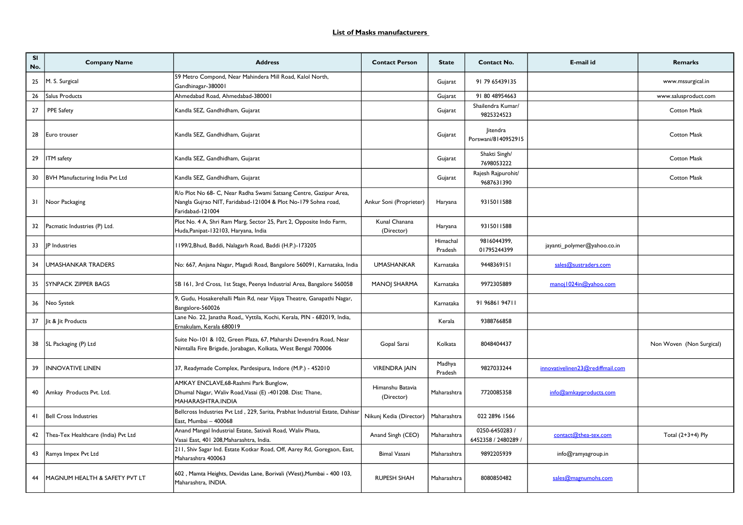# List of Masks manufacturers

| Sl No. | Company Name | Address | Contact Person | State | Contact No. | E-mail id | Remarks |
|---|---|---|---|---|---|---|---|
| 25 | M. S. Surgical | 59 Metro Compond, Near Mahindera Mill Road, Kalol North, Gandhinagar-380001 | | Gujarat | 91 79 65439135 | | www.mssurgical.in |
| 26 | Salus Products | Ahmedabad Road, Ahmedabad-380001 | | Gujarat | 91 80 48954663 | | www.salusproduct.com |
| 27 | PPE Safety | Kandla SEZ, Gandhidham, Gujarat | | Gujarat | Shailendra Kumar/ 9825324523 | | Cotton Mask |
| 28 | Euro trouser | Kandla SEZ, Gandhidham, Gujarat | | Gujarat | Jitendra Porswani/8140952915 | | Cotton Mask |
| 29 | ITM safety | Kandla SEZ, Gandhidham, Gujarat | | Gujarat | Shakti Singh/ 7698053222 | | Cotton Mask |
| 30 | BVH Manufacturing India Pvt Ltd | Kandla SEZ, Gandhidham, Gujarat | | Gujarat | Rajesh Rajpurohit/ 9687631390 | | Cotton Mask |
| 31 | Noor Packaging | R/o Plot No 68- C, Near Radha Swami Satsang Centre, Gazipur Area, Nangla Gujrao NIT, Faridabad-121004 & Plot No-179 Sohna road, Faridabad-121004 | Ankur Soni (Proprieter) | Haryana | 9315011588 | | |
| 32 | Pacmatic Industries (P) Ltd. | Plot No. 4 A, Shri Ram Marg, Sector 25, Part 2, Opposite Indo Farm, Huda,Panipat-132103, Haryana, India | Kunal Chanana (Director) | Haryana | 9315011588 | | |
| 33 | JP Industries | 1199/2,Bhud, Baddi, Nalagarh Road, Baddi (H.P.)-173205 | | Himachal Pradesh | 9816044399, 01795244399 | jayanti_polymer@yahoo.co.in | |
| 34 | UMASHANKAR TRADERS | No: 667, Anjana Nagar, Magadi Road, Bangalore 560091, Karnataka, India | UMASHANKAR | Karnataka | 9448369151 | sales@sustraders.com | |
| 35 | SYNPACK ZIPPER BAGS | SB 161, 3rd Cross, 1st Stage, Peenya Industrial Area, Bangalore 560058 | MANOJ SHARMA | Karnataka | 9972305889 | manoj1024in@yahoo.com | |
| 36 | Neo Systek | 9, Gudu, Hosakerehalli Main Rd, near Vijaya Theatre, Ganapathi Nagar, Bangalore-560026 | | Karnataka | 91 96861 94711 | | |
| 37 | Jit & Jit Products | Lane No. 22, Janatha Road,, Vyttila, Kochi, Kerala, PIN - 682019, India, Ernakulam, Kerala 680019 | | Kerala | 9388766858 | | |
| 38 | SL Packaging (P) Ltd | Suite No-101 & 102, Green Plaza, 67, Maharshi Devendra Road, Near Nimtalla Fire Brigade, Jorabagan, Kolkata, West Bengal 700006 | Gopal Sarai | Kolkata | 8048404437 | | Non Woven (Non Surgical) |
| 39 | INNOVATIVE LINEN | 37, Readymade Complex, Pardesipura, Indore (M.P.) - 452010 | VIRENDRA JAIN | Madhya Pradesh | 9827033244 | innovativelinen23@rediffmail.com | |
| 40 | Amkay Products Pvt. Ltd. | AMKAY ENCLAVE,68-Rashmi Park Bunglow, Dhumal Nagar, Waliv Road,Vasai (E) -401208. Dist: Thane, MAHARASHTRA.INDIA | Himanshu Batavia (Director) | Maharashtra | 7720085358 | info@amkayproducts.com | |
| 41 | Bell Cross Industries | Bellcross Industries Pvt Ltd , 229, Sarita, Prabhat Industrial Estate, Dahisar East, Mumbai – 400068 | Nikunj Kedia (Director) | Maharashtra | 022 2896 1566 | | |
| 42 | Thea-Tex Healthcare (India) Pvt Ltd | Anand Mangal Industrial Estate, Sativali Road, Waliv Phata, Vasai East, 401 208,Maharashtra, India. | Anand Singh (CEO) | Maharashtra | 0250-6450283 / 6452358 / 2480289 / | contact@thea-tex.com | Total (2+3+4) Ply |
| 43 | Ramya Impex Pvt Ltd | 211, Shiv Sagar Ind. Estate Kotkar Road, Off, Aarey Rd, Goregaon, East, Maharashtra 400063 | Bimal Vasani | Maharashtra | 9892205939 | info@ramyagroup.in | |
| 44 | MAGNUM HEALTH & SAFETY PVT LT | 602 , Mamta Heights, Devidas Lane, Borivali (West),Mumbai - 400 103, Maharashtra, INDIA. | RUPESH SHAH | Maharashtra | 8080850482 | sales@magnumohs.com | |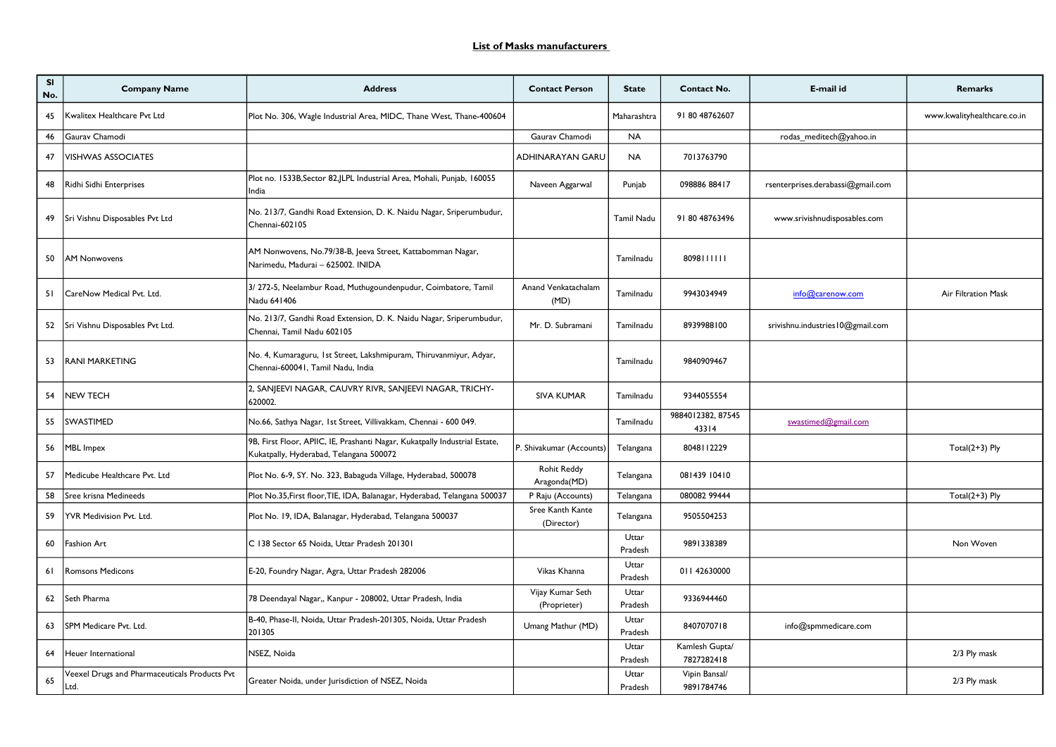**List of Masks manufacturers**

| Sl No. | Company Name | Address | Contact Person | State | Contact No. | E-mail id | Remarks |
|---|---|---|---|---|---|---|---|
| 45 | Kwalitex Healthcare Pvt Ltd | Plot No. 306, Wagle Industrial Area, MIDC, Thane West, Thane-400604 | | Maharashtra | 91 80 48762607 | | www.kwalityhealthcare.co.in |
| 46 | Gaurav Chamodi | | Gaurav Chamodi | NA | | rodas_meditech@yahoo.in | |
| 47 | VISHWAS ASSOCIATES | | ADHINARAYAN GARU | NA | 7013763790 | | |
| 48 | Ridhi Sidhi Enterprises | Plot no. 1533B,Sector 82,JLPL Industrial Area, Mohali, Punjab, 160055 India | Naveen Aggarwal | Punjab | 098886 88417 | rsenterprises.derabassi@gmail.com | |
| 49 | Sri Vishnu Disposables Pvt Ltd | No. 213/7, Gandhi Road Extension, D. K. Naidu Nagar, Sriperumbudur, Chennai-602105 | | Tamil Nadu | 91 80 48763496 | www.srivishnudisposables.com | |
| 50 | AM Nonwovens | AM Nonwovens, No.79/38-B, Jeeva Street, Kattabomman Nagar, Narimedu, Madurai – 625002. INIDA | | Tamilnadu | 8098111111 | | |
| 51 | CareNow Medical Pvt. Ltd. | 3/ 272-5, Neelambur Road, Muthugoundenpudur, Coimbatore, Tamil Nadu 641406 | Anand Venkatachalam (MD) | Tamilnadu | 9943034949 | info@carenow.com | Air Filtration Mask |
| 52 | Sri Vishnu Disposables Pvt Ltd. | No. 213/7, Gandhi Road Extension, D. K. Naidu Nagar, Sriperumbudur, Chennai, Tamil Nadu 602105 | Mr. D. Subramani | Tamilnadu | 8939988100 | srivishnu.industries10@gmail.com | |
| 53 | RANI MARKETING | No. 4, Kumaraguru, 1st Street, Lakshmipuram, Thiruvanmiyur, Adyar, Chennai-600041, Tamil Nadu, India | | Tamilnadu | 9840909467 | | |
| 54 | NEW TECH | 2, SANJEEVI NAGAR, CAUVRY RIVR, SANJEEVI NAGAR, TRICHY-620002. | SIVA KUMAR | Tamilnadu | 9344055554 | | |
| 55 | SWASTIMED | No.66, Sathya Nagar, 1st Street, Villivakkam, Chennai - 600 049. | | Tamilnadu | 9884012382, 87545 43314 | swastimed@gmail.com | |
| 56 | MBL Impex | 9B, First Floor, APIIC, IE, Prashanti Nagar, Kukatpally Industrial Estate, Kukatpally, Hyderabad, Telangana 500072 | P. Shivakumar (Accounts) | Telangana | 8048112229 | | Total(2+3) Ply |
| 57 | Medicube Healthcare Pvt. Ltd | Plot No. 6-9, SY. No. 323, Babaguda Village, Hyderabad, 500078 | Rohit Reddy Aragonda(MD) | Telangana | 081439 10410 | | |
| 58 | Sree krisna Medineeds | Plot No.35,First floor,TIE, IDA, Balanagar, Hyderabad, Telangana 500037 | P Raju (Accounts) | Telangana | 080082 99444 | | Total(2+3) Ply |
| 59 | YVR Medivision Pvt. Ltd. | Plot No. 19, IDA, Balanagar, Hyderabad, Telangana 500037 | Sree Kanth Kante (Director) | Telangana | 9505504253 | | |
| 60 | Fashion Art | C 138 Sector 65 Noida, Uttar Pradesh 201301 | | Uttar Pradesh | 9891338389 | | Non Woven |
| 61 | Romsons Medicons | E-20, Foundry Nagar, Agra, Uttar Pradesh 282006 | Vikas Khanna | Uttar Pradesh | 011 42630000 | | |
| 62 | Seth Pharma | 78 Deendayal Nagar,, Kanpur - 208002, Uttar Pradesh, India | Vijay Kumar Seth (Proprieter) | Uttar Pradesh | 9336944460 | | |
| 63 | SPM Medicare Pvt. Ltd. | B-40, Phase-II, Noida, Uttar Pradesh-201305, Noida, Uttar Pradesh 201305 | Umang Mathur (MD) | Uttar Pradesh | 8407070718 | info@spmmedicare.com | |
| 64 | Heuer International | NSEZ, Noida | | Uttar Pradesh | Kamlesh Gupta/ 7827282418 | | 2/3 Ply mask |
| 65 | Veexel Drugs and Pharmaceuticals Products Pvt Ltd. | Greater Noida, under Jurisdiction of NSEZ, Noida | | Uttar Pradesh | Vipin Bansal/ 9891784746 | | 2/3 Ply mask |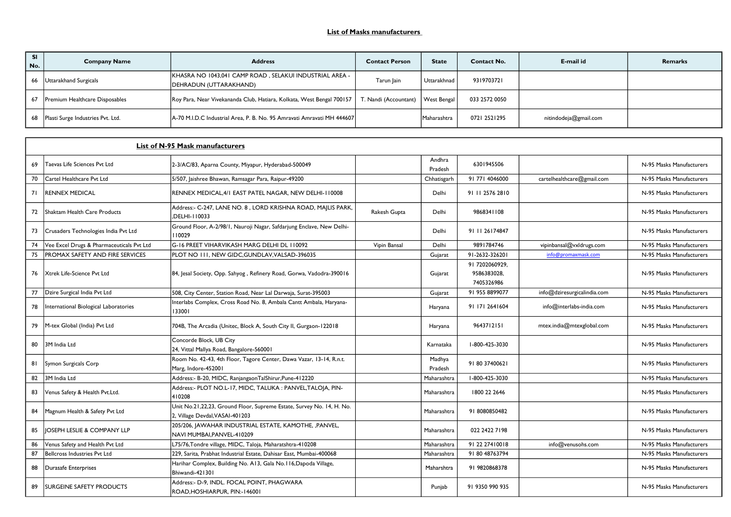## List of Masks manufacturers

| Sl No. | Company Name | Address | Contact Person | State | Contact No. | E-mail id | Remarks |
|---|---|---|---|---|---|---|---|
| 66 | Uttarakhand Surgicals | KHASRA NO 1043,041 CAMP ROAD , SELAKUI INDUSTRIAL AREA - DEHRADUN (UTTARAKHAND) | Tarun Jain | Uttarakhnad | 9319703721 | | |
| 67 | Premium Healthcare Disposables | Roy Para, Near Vivekananda Club, Hatiara, Kolkata, West Bengal 700157 | T. Nandi (Accountant) | West Bengal | 033 2572 0050 | | |
| 68 | Plasti Surge Industries Pvt. Ltd. | A-70 M.I.D.C Industrial Area, P. B. No. 95 Amravati Amravati MH 444607 | | Maharashtra | 0721 2521295 | nitindodeja@gmail.com | |

## List of N-95 Mask manufacturers

| Sl No. | Company Name | Address | Contact Person | State | Contact No. | E-mail id | Remarks |
|---|---|---|---|---|---|---|---|
| 69 | Taevas Life Sciences Pvt Ltd | 2-3/AC/83, Aparna County, Miyapur, Hyderabad-500049 | | Andhra Pradesh | 6301945506 | | N-95 Masks Manufacturers |
| 70 | Cartel Healthcare Pvt Ltd | 5/507, Jaishree Bhawan, Ramsagar Para, Raipur-49200 | | Chhatisgarh | 91 771 4046000 | cartelhealthcare@gmail.com | N-95 Masks Manufacturers |
| 71 | RENNEX MEDICAL | RENNEX MEDICAL,4/1 EAST PATEL NAGAR, NEW DELHI-110008 | | Delhi | 91 11 2576 2810 | | N-95 Masks Manufacturers |
| 72 | Shaktam Health Care Products | Address:- C-247, LANE NO. 8 , LORD KRISHNA ROAD, MAJLIS PARK, ,DELHI-110033 | Rakesh Gupta | Delhi | 9868341108 | | N-95 Masks Manufacturers |
| 73 | Crusaders Technologies India Pvt Ltd | Ground Floor, A-2/98/1, Nauroji Nagar, Safdarjung Enclave, New Delhi-110029 | | Delhi | 91 11 26174847 | | N-95 Masks Manufacturers |
| 74 | Vee Excel Drugs & Pharmaceuticals Pvt Ltd | G-16 PREET VIHARVIKASH MARG DELHI DL 110092 | Vipin Bansal | Delhi | 9891784746 | vipinbansal@vxldrugs.com | N-95 Masks Manufacturers |
| 75 | PROMAX SAFETY AND FIRE SERVICES | PLOT NO 111, NEW GIDC,GUNDLAV,VALSAD-396035 | | Gujarat | 91-2632-326201 | info@promaxmask.com | N-95 Masks Manufacturers |
| 76 | Xtrek Life-Science Pvt Ltd | 84, Jesal Society, Opp. Sahyog , Refinery Road, Gorwa, Vadodra-390016 | | Gujarat | 91 7202060929, 9586383028, 7405326986 | | N-95 Masks Manufacturers |
| 77 | Dzire Surgical India Pvt Ltd | 508, City Center, Station Road, Near Lal Darwaja, Surat-395003 | | Gujarat | 91 955 8899077 | info@dziresurgicalindia.com | N-95 Masks Manufacturers |
| 78 | International Biological Laboratories | Interlabs Complex, Cross Road No. 8, Ambala Cantt Ambala, Haryana-133001 | | Haryana | 91 171 2641604 | info@interlabs-india.com | N-95 Masks Manufacturers |
| 79 | M-tex Global (India) Pvt Ltd | 704B, The Arcadia (Unitec, Block A, South City II, Gurgaon-122018 | | Haryana | 9643712151 | mtex.india@mtexglobal.com | N-95 Masks Manufacturers |
| 80 | 3M India Ltd | Concorde Block, UB City 24, Vittal Mallya Road, Bangalore-560001 | | Karnataka | 1-800-425-3030 | | N-95 Masks Manufacturers |
| 81 | Symon Surgicals Corp | Room No. 42-43, 4th Floor, Tagore Center, Dawa Vazar, 13-14, R.n.t. Marg, Indore-452001 | | Madhya Pradesh | 91 80 37400621 | | N-95 Masks Manufacturers |
| 82 | 3M India Ltd | Address:- B-20, MIDC, RanjangaonTalShirur,Pune-412220 | | Maharashtra | 1-800-425-3030 | | N-95 Masks Manufacturers |
| 83 | Venus Safety & Health Pvt.Ltd. | Address:- PLOT NO.L-17, MIDC, TALUKA : PANVEL,TALOJA, PIN-410208 | | Maharashtra | 1800 22 2646 | | N-95 Masks Manufacturers |
| 84 | Magnum Health & Safety Pvt Ltd | Unit No.21,22,23, Ground Floor, Supreme Estate, Survey No. 14, H. No. 2, Village Devdal,VASAI-401203 | | Maharashtra | 91 8080850482 | | N-95 Masks Manufacturers |
| 85 | JOSEPH LESLIE & COMPANY LLP | 205/206, JAWAHAR INDUSTRIAL ESTATE, KAMOTHE, ,PANVEL, NAVI MUMBAI,PANVEL-410209 | | Maharashtra | 022 2422 7198 | | N-95 Masks Manufacturers |
| 86 | Venus Safety and Health Pvt Ltd | L75/76,Tondre village, MIDC, Taloja, Maharatshtra-410208 | | Maharashtra | 91 22 27410018 | info@venusohs.com | N-95 Masks Manufacturers |
| 87 | Bellcross Industries Pvt Ltd | 229, Sarita, Prabhat Industrial Estate, Dahisar East, Mumbai-400068 | | Maharashtra | 91 80 48763794 | | N-95 Masks Manufacturers |
| 88 | Durasafe Enterprises | Harihar Complex, Building No. A13, Gala No.116,Dapoda Village, Bhiwandi-421301 | | Maharshtra | 91 9820868378 | | N-95 Masks Manufacturers |
| 89 | SURGEINE SAFETY PRODUCTS | Address:- D-9, INDL. FOCAL POINT, PHAGWARA ROAD,HOSHIARPUR, PIN:-146001 | | Punjab | 91 9350 990 935 | | N-95 Masks Manufacturers |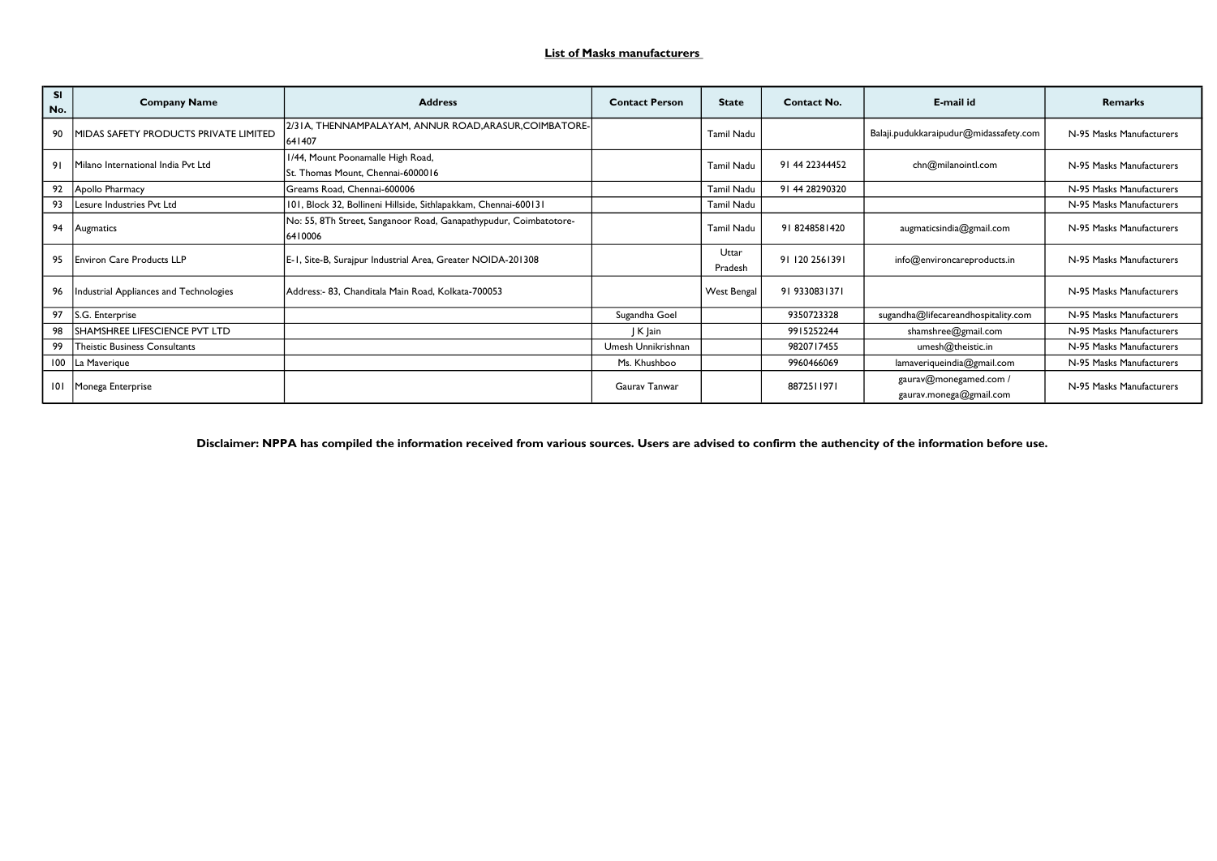**List of Masks manufacturers**

| Sl No. | Company Name | Address | Contact Person | State | Contact No. | E-mail id | Remarks |
|---|---|---|---|---|---|---|---|
| 90 | MIDAS SAFETY PRODUCTS PRIVATE LIMITED | 2/31A, THENNAMPALAYAM, ANNUR ROAD,ARASUR,COIMBATORE-641407 | | Tamil Nadu | | Balaji.pudukkaraipudur@midassafety.com | N-95 Masks Manufacturers |
| 91 | Milano International India Pvt Ltd | 1/44, Mount Poonamalle High Road, St. Thomas Mount, Chennai-6000016 | | Tamil Nadu | 91 44 22344452 | chn@milanointl.com | N-95 Masks Manufacturers |
| 92 | Apollo Pharmacy | Greams Road, Chennai-600006 | | Tamil Nadu | 91 44 28290320 | | N-95 Masks Manufacturers |
| 93 | Lesure Industries Pvt Ltd | 101, Block 32, Bollineni Hillside, Sithlapakkam, Chennai-600131 | | Tamil Nadu | | | N-95 Masks Manufacturers |
| 94 | Augmatics | No: 55, 8Th Street, Sanganoor Road, Ganapathypudur, Coimbatotore-6410006 | | Tamil Nadu | 91 8248581420 | augmaticsindia@gmail.com | N-95 Masks Manufacturers |
| 95 | Environ Care Products LLP | E-1, Site-B, Surajpur Industrial Area, Greater NOIDA-201308 | | Uttar Pradesh | 91 120 2561391 | info@environcareproducts.in | N-95 Masks Manufacturers |
| 96 | Industrial Appliances and Technologies | Address:- 83, Chanditala Main Road, Kolkata-700053 | | West Bengal | 91 9330831371 | | N-95 Masks Manufacturers |
| 97 | S.G. Enterprise | | Sugandha Goel | | 9350723328 | sugandha@lifecareandhospitality.com | N-95 Masks Manufacturers |
| 98 | SHAMSHREE LIFESCIENCE PVT LTD | | J K Jain | | 9915252244 | shamshree@gmail.com | N-95 Masks Manufacturers |
| 99 | Theistic Business Consultants | | Umesh Unnikrishnan | | 9820717455 | umesh@theistic.in | N-95 Masks Manufacturers |
| 100 | La Maverique | | Ms. Khushboo | | 9960466069 | lamaveriqueindia@gmail.com | N-95 Masks Manufacturers |
| 101 | Monega Enterprise | | Gaurav Tanwar | | 8872511971 | gaurav@monegamed.com / gaurav.monega@gmail.com | N-95 Masks Manufacturers |

**Disclaimer: NPPA has compiled the information received from various sources. Users are advised to confirm the authencity of the information before use.**